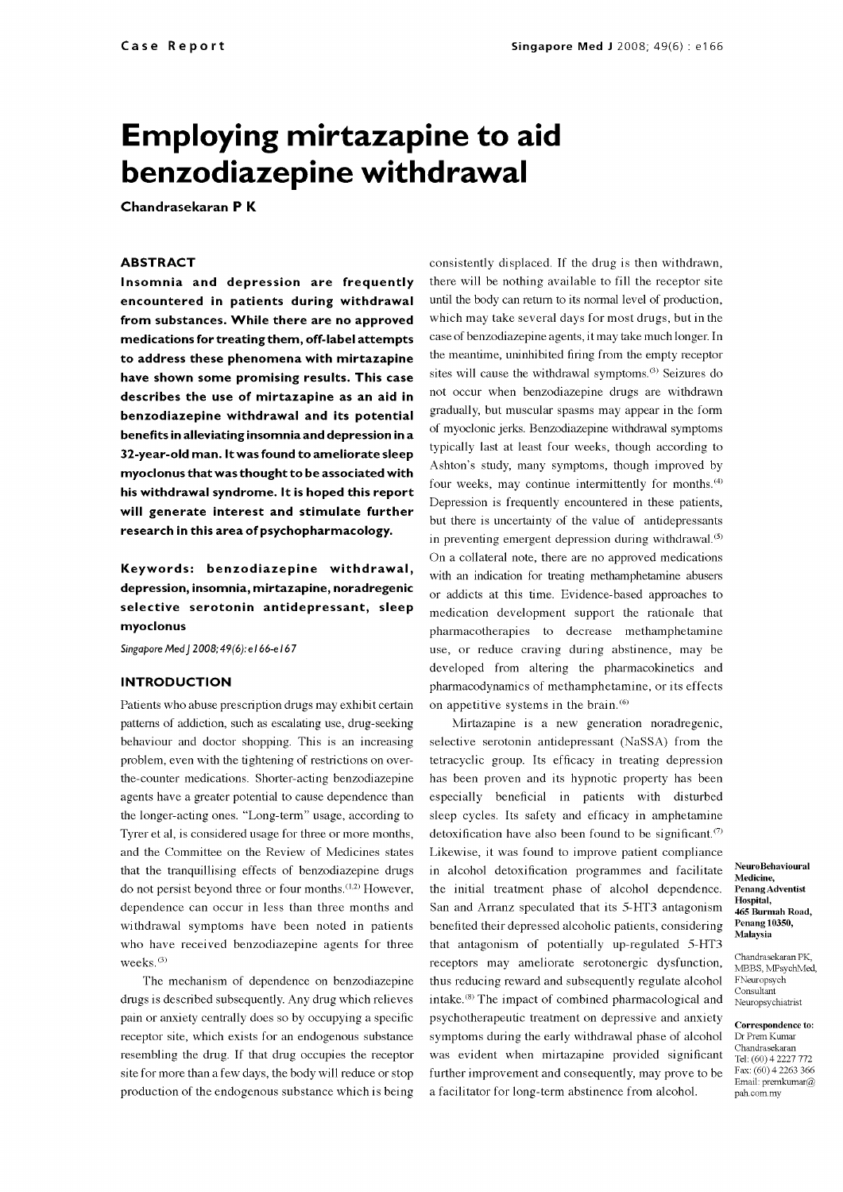Case Report

# Employing mirtazapine to aid benzodiazepine withdrawal

**Chandrasekaran P K**

## ABSTRACT

**Insomnia and depression are frequently encountered in patients during withdrawal from substances. While there are no approved medications for treating them, off-label attempts to address these phenomena with mirtazapine have shown some promising results. This case describes the use of mirtazapine as an aid in benzodiazepine withdrawal and its potential benefits in alleviating insomnia and depression in a 32-year-old man. It was found to ameliorate sleep myoclonus that was thought to be associated with his withdrawal syndrome. It is hoped this report will generate interest and stimulate further research in this area of psychopharmacology.**

**Keywords: benzodiazepine withdrawal, depression, insomnia, mirtazapine, noradregenic selective serotonin antidepressant, sleep myoclonus**

*Singapore Med J 2008; 49(6): e166-e167*

## INTRODUCTION

Patients who abuse prescription drugs may exhibit certain patterns of addiction, such as escalating use, drug-seeking behaviour and doctor shopping. This is an increasing problem, even with the tightening of restrictions on over-the-counter medications. Shorter-acting benzodiazepine agents have a greater potential to cause dependence than the longer-acting ones. "Long-term" usage, according to Tyrer et al, is considered usage for three or more months, and the Committee on the Review of Medicines states that the tranquillising effects of benzodiazepine drugs do not persist beyond three or four months.[1,2] However, dependence can occur in less than three months and withdrawal symptoms have been noted in patients who have received benzodiazepine agents for three weeks.[3]

The mechanism of dependence on benzodiazepine drugs is described subsequently. Any drug which relieves pain or anxiety centrally does so by occupying a specific receptor site, which exists for an endogenous substance resembling the drug. If that drug occupies the receptor site for more than a few days, the body will reduce or stop production of the endogenous substance which is being consistently displaced. If the drug is then withdrawn, there will be nothing available to fill the receptor site until the body can return to its normal level of production, which may take several days for most drugs, but in the case of benzodiazepine agents, it may take much longer. In the meantime, uninhibited firing from the empty receptor sites will cause the withdrawal symptoms.[3] Seizures do not occur when benzodiazepine drugs are withdrawn gradually, but muscular spasms may appear in the form of myoclonic jerks. Benzodiazepine withdrawal symptoms typically last at least four weeks, though according to Ashton's study, many symptoms, though improved by four weeks, may continue intermittently for months.[4] Depression is frequently encountered in these patients, but there is uncertainty of the value of antidepressants in preventing emergent depression during withdrawal.[5] On a collateral note, there are no approved medications with an indication for treating methamphetamine abusers or addicts at this time. Evidence-based approaches to medication development support the rationale that pharmacotherapies to decrease methamphetamine use, or reduce craving during abstinence, may be developed from altering the pharmacokinetics and pharmacodynamics of methamphetamine, or its effects on appetitive systems in the brain.[6]

Mirtazapine is a new generation noradregenic, selective serotonin antidepressant (NaSSA) from the tetracyclic group. Its efficacy in treating depression has been proven and its hypnotic property has been especially beneficial in patients with disturbed sleep cycles. Its safety and efficacy in amphetamine detoxification have also been found to be significant.[7] Likewise, it was found to improve patient compliance in alcohol detoxification programmes and facilitate the initial treatment phase of alcohol dependence. San and Arranz speculated that its 5-HT3 antagonism benefited their depressed alcoholic patients, considering that antagonism of potentially up-regulated 5-HT3 receptors may ameliorate serotonergic dysfunction, thus reducing reward and subsequently regulate alcohol intake.[8] The impact of combined pharmacological and psychotherapeutic treatment on depressive and anxiety symptoms during the early withdrawal phase of alcohol was evident when mirtazapine provided significant further improvement and consequently, may prove to be a facilitator for long-term abstinence from alcohol.

NeuroBehavioural Medicine, Penang Adventist Hospital, 465 Burmah Road, Penang 10350, Malaysia

Chandrasekaran PK, MBBS, MPsychMed, FNeuropsych
Consultant Neuropsychiatrist

**Correspondence to:** Dr Prem Kumar Chandrasekaran
Tel: (60) 4 2227 772
Fax: (60) 4 2263 366
Email: premkumar@pah.com.my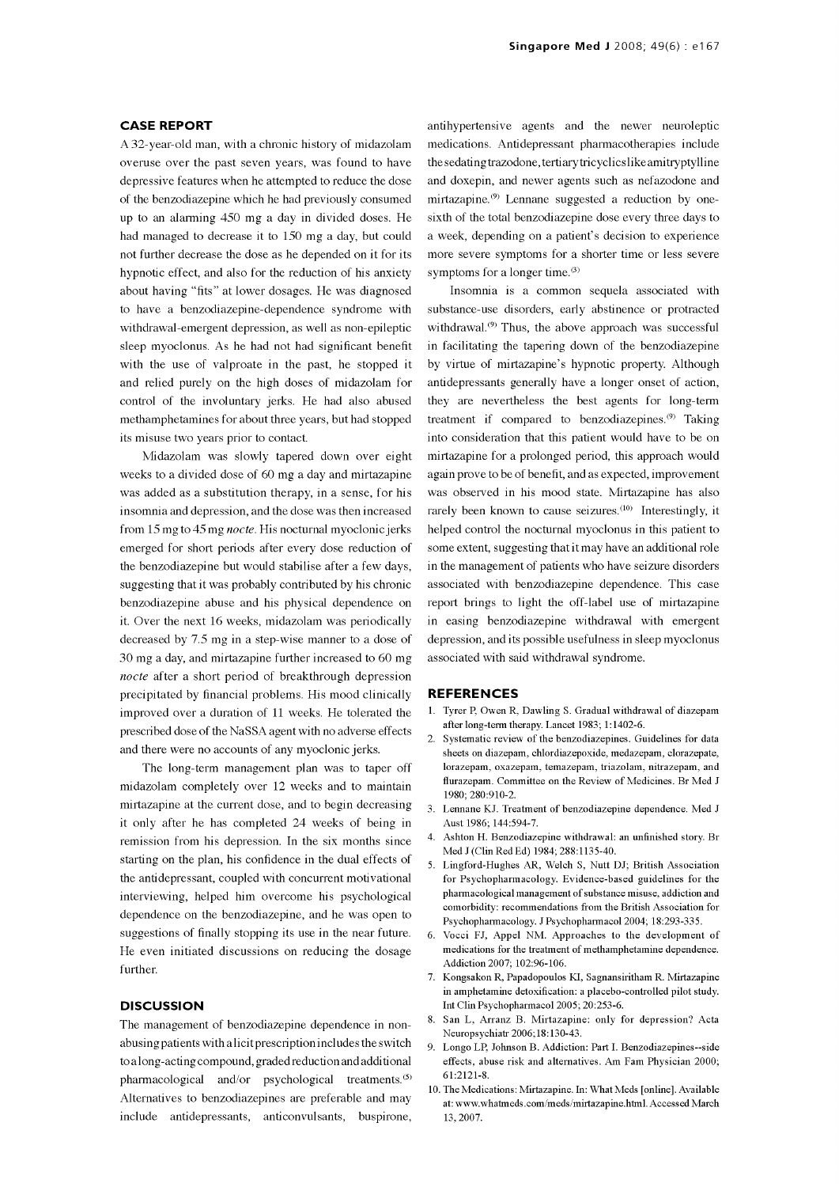## CASE REPORT

A 32-year-old man, with a chronic history of midazolam overuse over the past seven years, was found to have depressive features when he attempted to reduce the dose of the benzodiazepine which he had previously consumed up to an alarming 450 mg a day in divided doses. He had managed to decrease it to 150 mg a day, but could not further decrease the dose as he depended on it for its hypnotic effect, and also for the reduction of his anxiety about having "fits" at lower dosages. He was diagnosed to have a benzodiazepine-dependence syndrome with withdrawal-emergent depression, as well as non-epileptic sleep myoclonus. As he had not had significant benefit with the use of valproate in the past, he stopped it and relied purely on the high doses of midazolam for control of the involuntary jerks. He had also abused methamphetamines for about three years, but had stopped its misuse two years prior to contact.

Midazolam was slowly tapered down over eight weeks to a divided dose of 60 mg a day and mirtazapine was added as a substitution therapy, in a sense, for his insomnia and depression, and the dose was then increased from 15 mg to 45 mg *nocte*. His nocturnal myoclonic jerks emerged for short periods after every dose reduction of the benzodiazepine but would stabilise after a few days, suggesting that it was probably contributed by his chronic benzodiazepine abuse and his physical dependence on it. Over the next 16 weeks, midazolam was periodically decreased by 7.5 mg in a step-wise manner to a dose of 30 mg a day, and mirtazapine further increased to 60 mg *nocte* after a short period of breakthrough depression precipitated by financial problems. His mood clinically improved over a duration of 11 weeks. He tolerated the prescribed dose of the NaSSA agent with no adverse effects and there were no accounts of any myoclonic jerks.

The long-term management plan was to taper off midazolam completely over 12 weeks and to maintain mirtazapine at the current dose, and to begin decreasing it only after he has completed 24 weeks of being in remission from his depression. In the six months since starting on the plan, his confidence in the dual effects of the antidepressant, coupled with concurrent motivational interviewing, helped him overcome his psychological dependence on the benzodiazepine, and he was open to suggestions of finally stopping its use in the near future. He even initiated discussions on reducing the dosage further.

## DISCUSSION

The management of benzodiazepine dependence in non-abusing patients with a licit prescription includes the switch to a long-acting compound, graded reduction and additional pharmacological and/or psychological treatments.[5] Alternatives to benzodiazepines are preferable and may include antidepressants, anticonvulsants, buspirone, antihypertensive agents and the newer neuroleptic medications. Antidepressant pharmacotherapies include the sedating trazodone, tertiary tricyclics like amitryptylline and doxepin, and newer agents such as nefazodone and mirtazapine.[9] Lennane suggested a reduction by one-sixth of the total benzodiazepine dose every three days to a week, depending on a patient's decision to experience more severe symptoms for a shorter time or less severe symptoms for a longer time.[3]

Insomnia is a common sequela associated with substance-use disorders, early abstinence or protracted withdrawal.[9] Thus, the above approach was successful in facilitating the tapering down of the benzodiazepine by virtue of mirtazapine's hypnotic property. Although antidepressants generally have a longer onset of action, they are nevertheless the best agents for long-term treatment if compared to benzodiazepines.[9] Taking into consideration that this patient would have to be on mirtazapine for a prolonged period, this approach would again prove to be of benefit, and as expected, improvement was observed in his mood state. Mirtazapine has also rarely been known to cause seizures.[10] Interestingly, it helped control the nocturnal myoclonus in this patient to some extent, suggesting that it may have an additional role in the management of patients who have seizure disorders associated with benzodiazepine dependence. This case report brings to light the off-label use of mirtazapine in easing benzodiazepine withdrawal with emergent depression, and its possible usefulness in sleep myoclonus associated with said withdrawal syndrome.

## REFERENCES

1. Tyrer P, Owen R, Dawling S. Gradual withdrawal of diazepam after long-term therapy. Lancet 1983; 1:1402-6.
2. Systematic review of the benzodiazepines. Guidelines for data sheets on diazepam, chlordiazepoxide, medazepam, clorazepate, lorazepam, oxazepam, temazepam, triazolam, nitrazepam, and flurazepam. Committee on the Review of Medicines. Br Med J 1980; 280:910-2.
3. Lennane KJ. Treatment of benzodiazepine dependence. Med J Aust 1986; 144:594-7.
4. Ashton H. Benzodiazepine withdrawal: an unfinished story. Br Med J (Clin Red Ed) 1984; 288:1135-40.
5. Lingford-Hughes AR, Welch S, Nutt DJ; British Association for Psychopharmacology. Evidence-based guidelines for the pharmacological management of substance misuse, addiction and comorbidity: recommendations from the British Association for Psychopharmacology. J Psychopharmacol 2004; 18:293-335.
6. Vocci FJ, Appel NM. Approaches to the development of medications for the treatment of methamphetamine dependence. Addiction 2007; 102:96-106.
7. Kongsakon R, Papadopoulos KI, Sagnansiritham R. Mirtazapine in amphetamine detoxification: a placebo-controlled pilot study. Int Clin Psychopharmacol 2005; 20:253-6.
8. San L, Arranz B. Mirtazapine: only for depression? Acta Neuropsychiatr 2006;18:130-43.
9. Longo LP, Johnson B. Addiction: Part I. Benzodiazepines--side effects, abuse risk and alternatives. Am Fam Physician 2000; 61:2121-8.
10. The Medications: Mirtazapine. In: What Meds [online]. Available at: www.whatmeds.com/meds/mirtazapine.html. Accessed March 13, 2007.